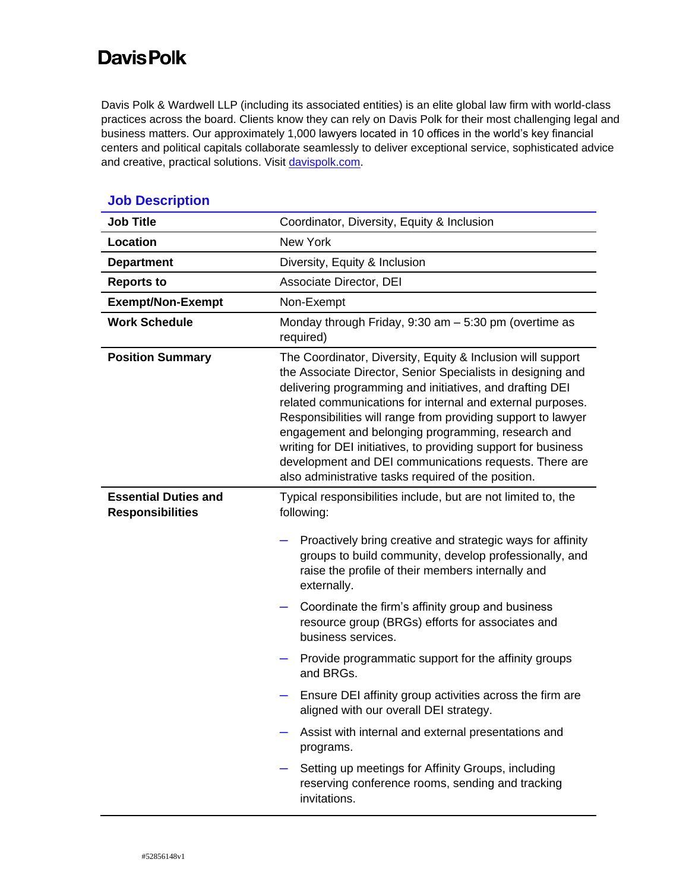**Davis Polk**

Davis Polk & Wardwell LLP (including its associated entities) is an elite global law firm with world-class practices across the board. Clients know they can rely on Davis Polk for their most challenging legal and business matters. Our approximately 1,000 lawyers located in 10 offices in the world's key financial centers and political capitals collaborate seamlessly to deliver exceptional service, sophisticated advice and creative, practical solutions. Visit [davispolk.com](http://davispolk.com).

## Job Description

| | |
|---|---|
| **Job Title** | Coordinator, Diversity, Equity & Inclusion |
| **Location** | New York |
| **Department** | Diversity, Equity & Inclusion |
| **Reports to** | Associate Director, DEI |
| **Exempt/Non-Exempt** | Non-Exempt |
| **Work Schedule** | Monday through Friday, 9:30 am – 5:30 pm (overtime as required) |
| **Position Summary** | The Coordinator, Diversity, Equity & Inclusion will support the Associate Director, Senior Specialists in designing and delivering programming and initiatives, and drafting DEI related communications for internal and external purposes. Responsibilities will range from providing support to lawyer engagement and belonging programming, research and writing for DEI initiatives, to providing support for business development and DEI communications requests. There are also administrative tasks required of the position. |
| **Essential Duties and Responsibilities** | Typical responsibilities include, but are not limited to, the following:<br>– Proactively bring creative and strategic ways for affinity groups to build community, develop professionally, and raise the profile of their members internally and externally.<br>– Coordinate the firm's affinity group and business resource group (BRGs) efforts for associates and business services.<br>– Provide programmatic support for the affinity groups and BRGs.<br>– Ensure DEI affinity group activities across the firm are aligned with our overall DEI strategy.<br>– Assist with internal and external presentations and programs.<br>– Setting up meetings for Affinity Groups, including reserving conference rooms, sending and tracking invitations. |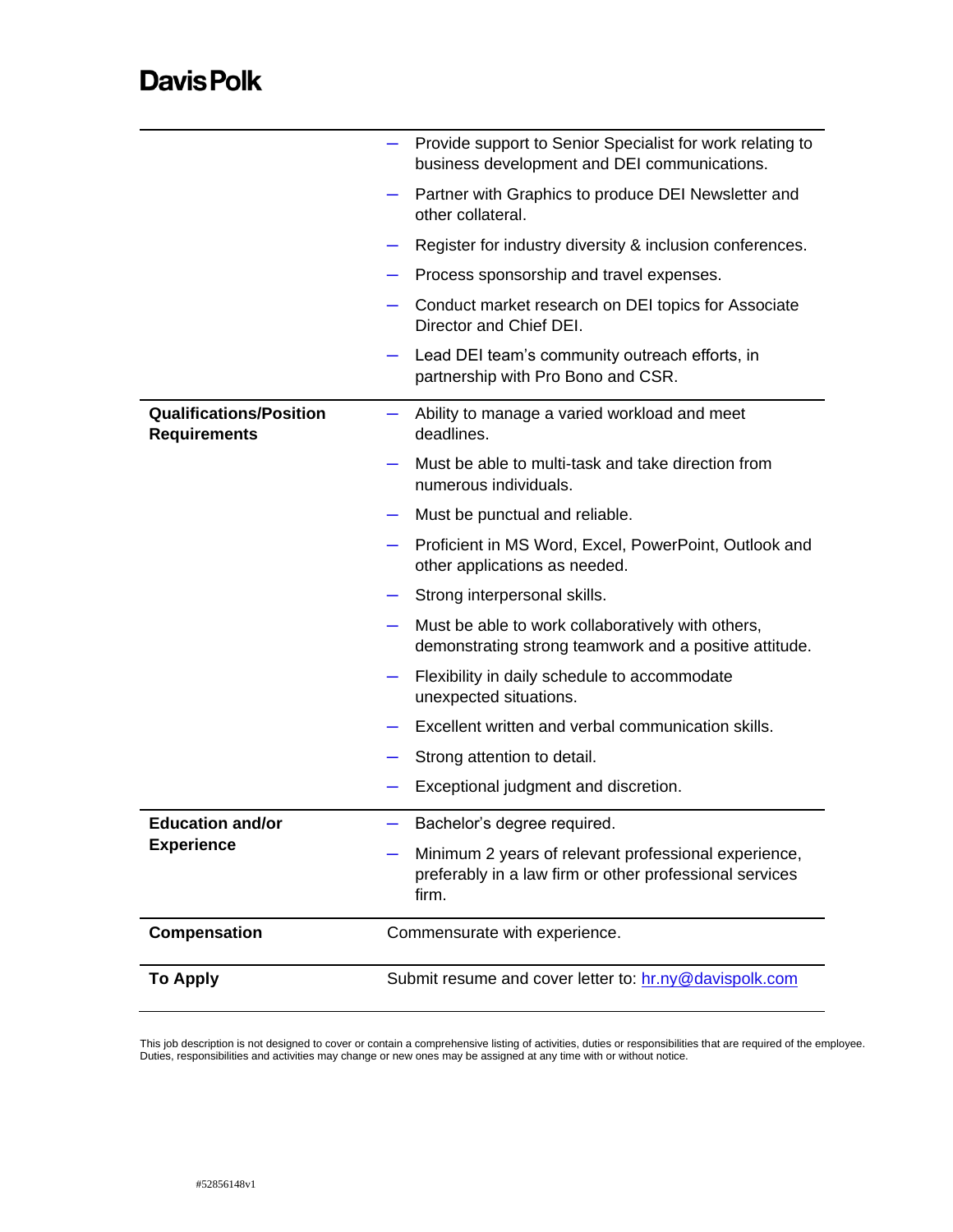**DavisPolk**

| | |
|---|---|
| | – Provide support to Senior Specialist for work relating to business development and DEI communications.<br>– Partner with Graphics to produce DEI Newsletter and other collateral.<br>– Register for industry diversity & inclusion conferences.<br>– Process sponsorship and travel expenses.<br>– Conduct market research on DEI topics for Associate Director and Chief DEI.<br>– Lead DEI team's community outreach efforts, in partnership with Pro Bono and CSR. |
| **Qualifications/Position Requirements** | – Ability to manage a varied workload and meet deadlines.<br>– Must be able to multi-task and take direction from numerous individuals.<br>– Must be punctual and reliable.<br>– Proficient in MS Word, Excel, PowerPoint, Outlook and other applications as needed.<br>– Strong interpersonal skills.<br>– Must be able to work collaboratively with others, demonstrating strong teamwork and a positive attitude.<br>– Flexibility in daily schedule to accommodate unexpected situations.<br>– Excellent written and verbal communication skills.<br>– Strong attention to detail.<br>– Exceptional judgment and discretion. |
| **Education and/or Experience** | – Bachelor's degree required.<br>– Minimum 2 years of relevant professional experience, preferably in a law firm or other professional services firm. |
| **Compensation** | Commensurate with experience. |
| **To Apply** | Submit resume and cover letter to: hr.ny@davispolk.com |

This job description is not designed to cover or contain a comprehensive listing of activities, duties or responsibilities that are required of the employee. Duties, responsibilities and activities may change or new ones may be assigned at any time with or without notice.

#52856148v1